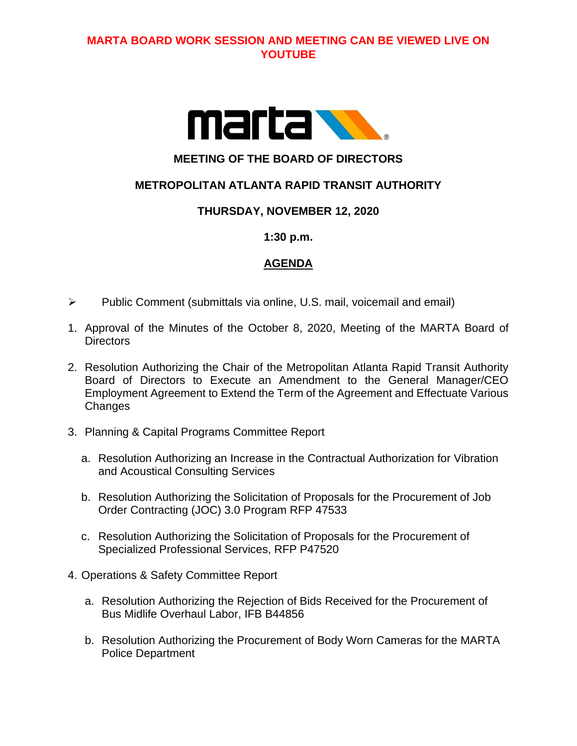**MARTA BOARD WORK SESSION AND MEETING CAN BE VIEWED LIVE ON YOUTUBE**

# MEETING OF THE BOARD OF DIRECTORS

## METROPOLITAN ATLANTA RAPID TRANSIT AUTHORITY

**THURSDAY, NOVEMBER 12, 2020**

**1:30 p.m.**

**AGENDA**

- Public Comment (submittals via online, U.S. mail, voicemail and email)

1. Approval of the Minutes of the October 8, 2020, Meeting of the MARTA Board of Directors

2. Resolution Authorizing the Chair of the Metropolitan Atlanta Rapid Transit Authority Board of Directors to Execute an Amendment to the General Manager/CEO Employment Agreement to Extend the Term of the Agreement and Effectuate Various Changes

3. Planning & Capital Programs Committee Report

   a. Resolution Authorizing an Increase in the Contractual Authorization for Vibration and Acoustical Consulting Services

   b. Resolution Authorizing the Solicitation of Proposals for the Procurement of Job Order Contracting (JOC) 3.0 Program RFP 47533

   c. Resolution Authorizing the Solicitation of Proposals for the Procurement of Specialized Professional Services, RFP P47520

4. Operations & Safety Committee Report

   a. Resolution Authorizing the Rejection of Bids Received for the Procurement of Bus Midlife Overhaul Labor, IFB B44856

   b. Resolution Authorizing the Procurement of Body Worn Cameras for the MARTA Police Department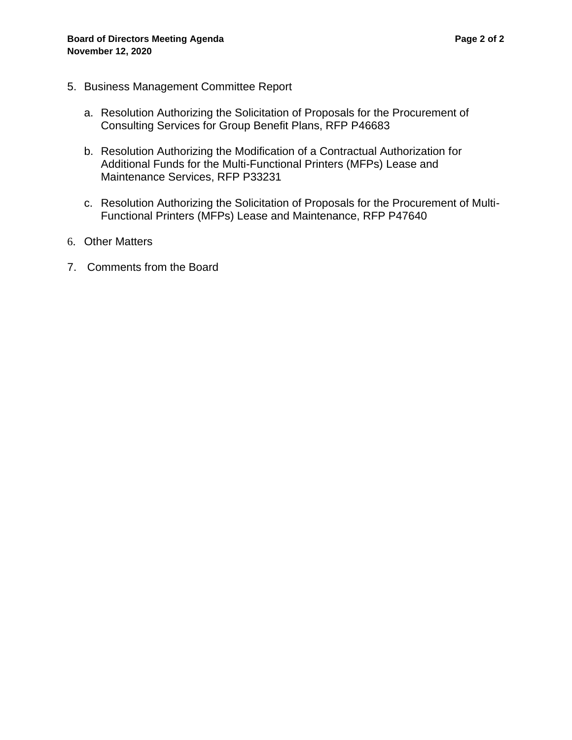5. Business Management Committee Report

   a. Resolution Authorizing the Solicitation of Proposals for the Procurement of Consulting Services for Group Benefit Plans, RFP P46683

   b. Resolution Authorizing the Modification of a Contractual Authorization for Additional Funds for the Multi-Functional Printers (MFPs) Lease and Maintenance Services, RFP P33231

   c. Resolution Authorizing the Solicitation of Proposals for the Procurement of Multi-Functional Printers (MFPs) Lease and Maintenance, RFP P47640

6. Other Matters

7. Comments from the Board